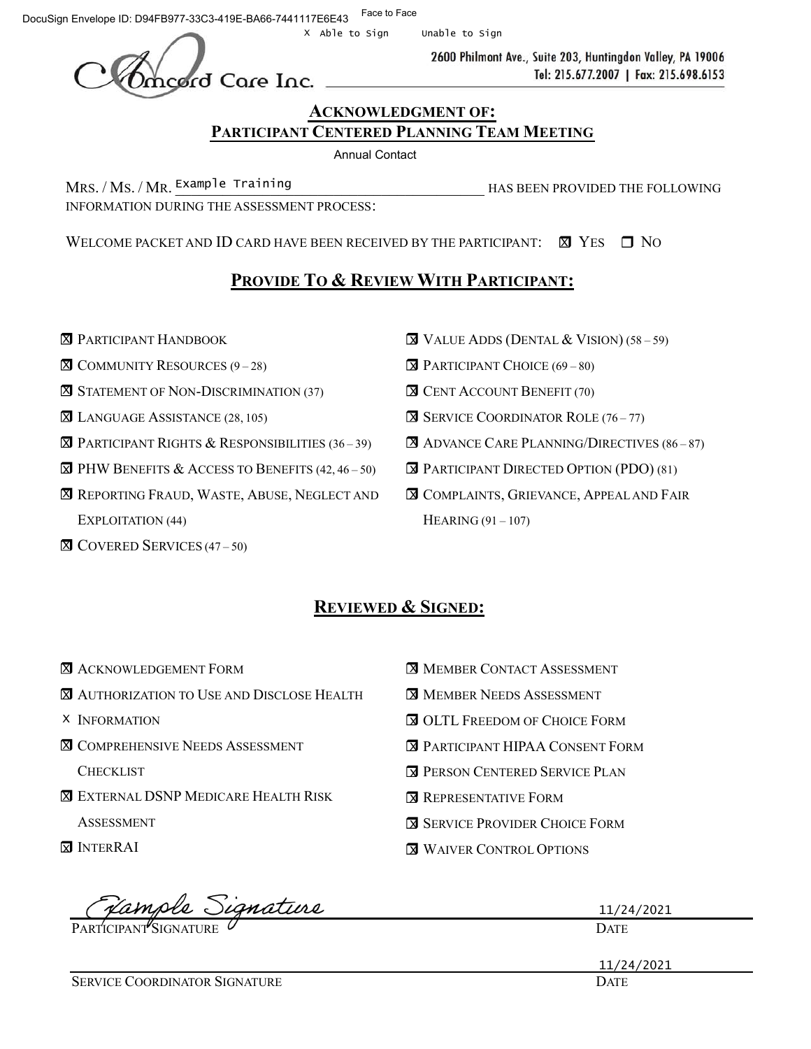DocuSign Envelope ID: D94FB977-33C3-419E-BA66-7441117E6E43

Face to Face

X Able to Sign    Unable to Sign

Concord Care Inc.

2600 Philmont Ave., Suite 203, Huntingdon Valley, PA 19006
Tel: 215.677.2007 | Fax: 215.698.6153

## ACKNOWLEDGMENT OF: PARTICIPANT CENTERED PLANNING TEAM MEETING

Annual Contact

MRS. / MS. / MR. Example Training HAS BEEN PROVIDED THE FOLLOWING INFORMATION DURING THE ASSESSMENT PROCESS:

WELCOME PACKET AND ID CARD HAVE BEEN RECEIVED BY THE PARTICIPANT: ☒ YES ☐ NO

## PROVIDE TO & REVIEW WITH PARTICIPANT:

- ☒ PARTICIPANT HANDBOOK
- ☒ COMMUNITY RESOURCES (9 – 28)
- ☒ STATEMENT OF NON-DISCRIMINATION (37)
- ☒ LANGUAGE ASSISTANCE (28, 105)
- ☒ PARTICIPANT RIGHTS & RESPONSIBILITIES (36 – 39)
- ☒ PHW BENEFITS & ACCESS TO BENEFITS (42, 46 – 50)
- ☒ REPORTING FRAUD, WASTE, ABUSE, NEGLECT AND EXPLOITATION (44)
- ☒ COVERED SERVICES (47 – 50)
- ☒ VALUE ADDS (DENTAL & VISION) (58 – 59)
- ☒ PARTICIPANT CHOICE (69 – 80)
- ☒ CENT ACCOUNT BENEFIT (70)
- ☒ SERVICE COORDINATOR ROLE (76 – 77)
- ☒ ADVANCE CARE PLANNING/DIRECTIVES (86 – 87)
- ☒ PARTICIPANT DIRECTED OPTION (PDO) (81)
- ☒ COMPLAINTS, GRIEVANCE, APPEAL AND FAIR HEARING (91 – 107)

## REVIEWED & SIGNED:

- ☒ ACKNOWLEDGEMENT FORM
- ☒ AUTHORIZATION TO USE AND DISCLOSE HEALTH
- X INFORMATION
- ☒ COMPREHENSIVE NEEDS ASSESSMENT CHECKLIST
- ☒ EXTERNAL DSNP MEDICARE HEALTH RISK ASSESSMENT
- ☒ INTERRAI
- ☒ MEMBER CONTACT ASSESSMENT
- ☒ MEMBER NEEDS ASSESSMENT
- ☒ OLTL FREEDOM OF CHOICE FORM
- ☒ PARTICIPANT HIPAA CONSENT FORM
- ☒ PERSON CENTERED SERVICE PLAN
- ☒ REPRESENTATIVE FORM
- ☒ SERVICE PROVIDER CHOICE FORM
- ☒ WAIVER CONTROL OPTIONS

Example Signature
PARTICIPANT SIGNATURE    11/24/2021
DATE

SERVICE COORDINATOR SIGNATURE    11/24/2021
DATE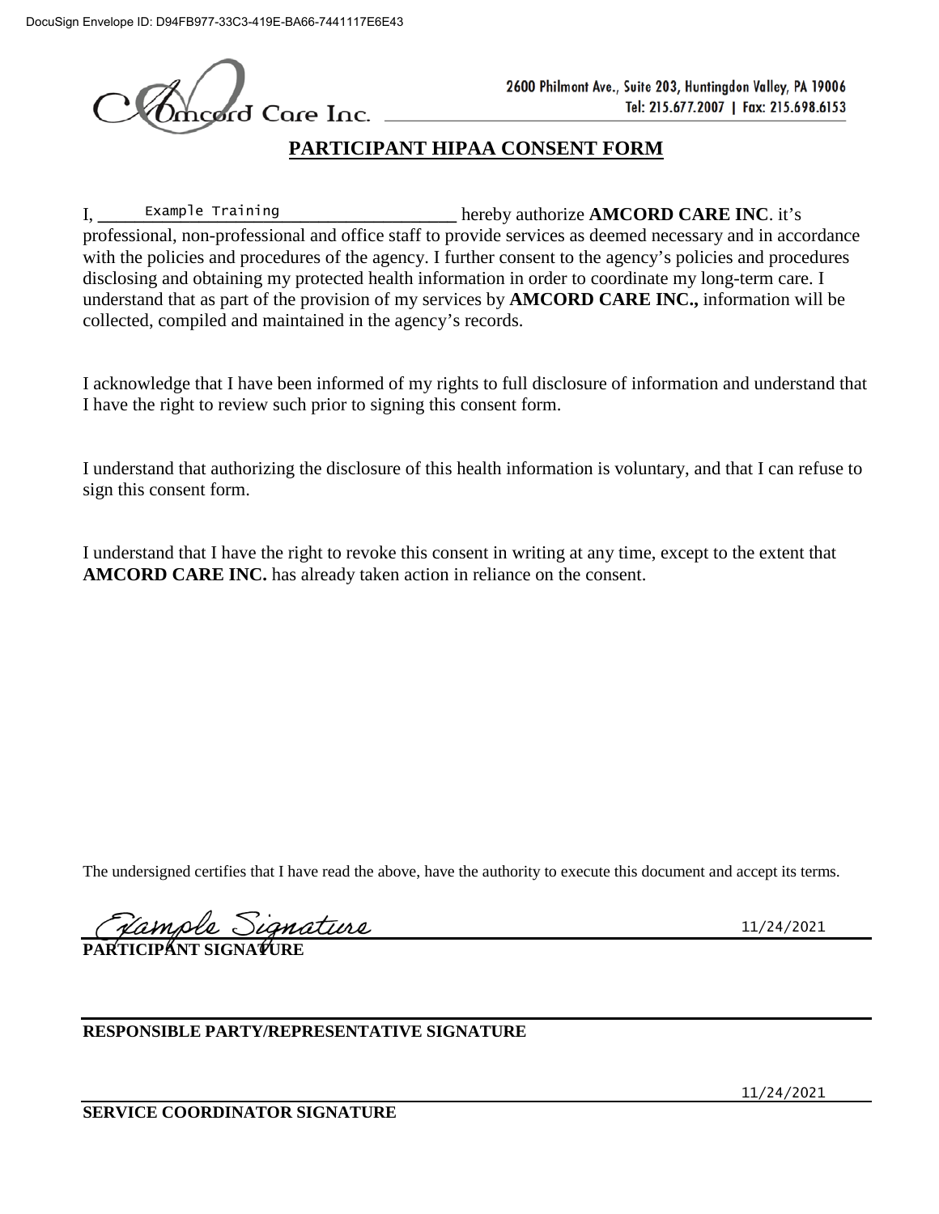DocuSign Envelope ID: D94FB977-33C3-419E-BA66-7441117E6E43

Amcord Care Inc.

2600 Philmont Ave., Suite 203, Huntingdon Valley, PA 19006
Tel: 215.677.2007 | Fax: 215.698.6153

# PARTICIPANT HIPAA CONSENT FORM

I, Example Training hereby authorize **AMCORD CARE INC**. it's professional, non-professional and office staff to provide services as deemed necessary and in accordance with the policies and procedures of the agency. I further consent to the agency's policies and procedures disclosing and obtaining my protected health information in order to coordinate my long-term care. I understand that as part of the provision of my services by **AMCORD CARE INC.,** information will be collected, compiled and maintained in the agency's records.

I acknowledge that I have been informed of my rights to full disclosure of information and understand that I have the right to review such prior to signing this consent form.

I understand that authorizing the disclosure of this health information is voluntary, and that I can refuse to sign this consent form.

I understand that I have the right to revoke this consent in writing at any time, except to the extent that **AMCORD CARE INC.** has already taken action in reliance on the consent.

The undersigned certifies that I have read the above, have the authority to execute this document and accept its terms.

Example Signature 11/24/2021

**PARTICIPANT SIGNATURE**

**RESPONSIBLE PARTY/REPRESENTATIVE SIGNATURE**

11/24/2021

**SERVICE COORDINATOR SIGNATURE**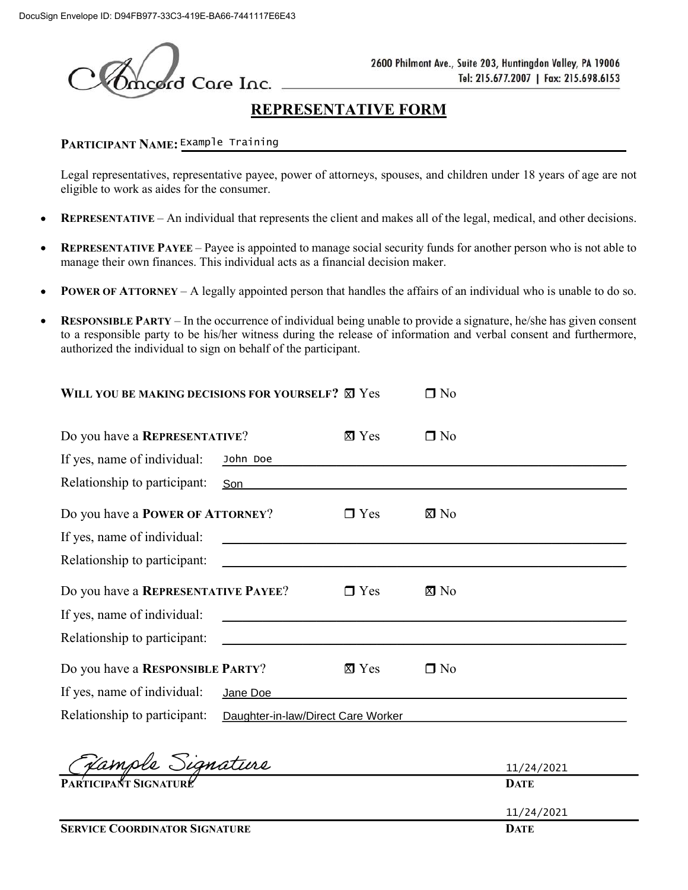DocuSign Envelope ID: D94FB977-33C3-419E-BA66-7441117E6E43

Concord Care Inc.

2600 Philmont Ave., Suite 203, Huntingdon Valley, PA 19006
Tel: 215.677.2007 | Fax: 215.698.6153

# REPRESENTATIVE FORM

**PARTICIPANT NAME:** Example Training

Legal representatives, representative payee, power of attorneys, spouses, and children under 18 years of age are not eligible to work as aides for the consumer.

- **REPRESENTATIVE** – An individual that represents the client and makes all of the legal, medical, and other decisions.
- **REPRESENTATIVE PAYEE** – Payee is appointed to manage social security funds for another person who is not able to manage their own finances. This individual acts as a financial decision maker.
- **POWER OF ATTORNEY** – A legally appointed person that handles the affairs of an individual who is unable to do so.
- **RESPONSIBLE PARTY** – In the occurrence of individual being unable to provide a signature, he/she has given consent to a responsible party to be his/her witness during the release of information and verbal consent and furthermore, authorized the individual to sign on behalf of the participant.

**WILL YOU BE MAKING DECISIONS FOR YOURSELF?** ☒ Yes ☐ No

Do you have a **REPRESENTATIVE**? ☒ Yes ☐ No

If yes, name of individual: John Doe

Relationship to participant: Son

Do you have a **POWER OF ATTORNEY**? ☐ Yes ☒ No

If yes, name of individual:

Relationship to participant:

Do you have a **REPRESENTATIVE PAYEE**? ☐ Yes ☒ No

If yes, name of individual:

Relationship to participant:

Do you have a **RESPONSIBLE PARTY**? ☒ Yes ☐ No

If yes, name of individual: Jane Doe

Relationship to participant: Daughter-in-law/Direct Care Worker

Example Signature — 11/24/2021

**PARTICIPANT SIGNATURE** — **DATE**

11/24/2021

**SERVICE COORDINATOR SIGNATURE** — **DATE**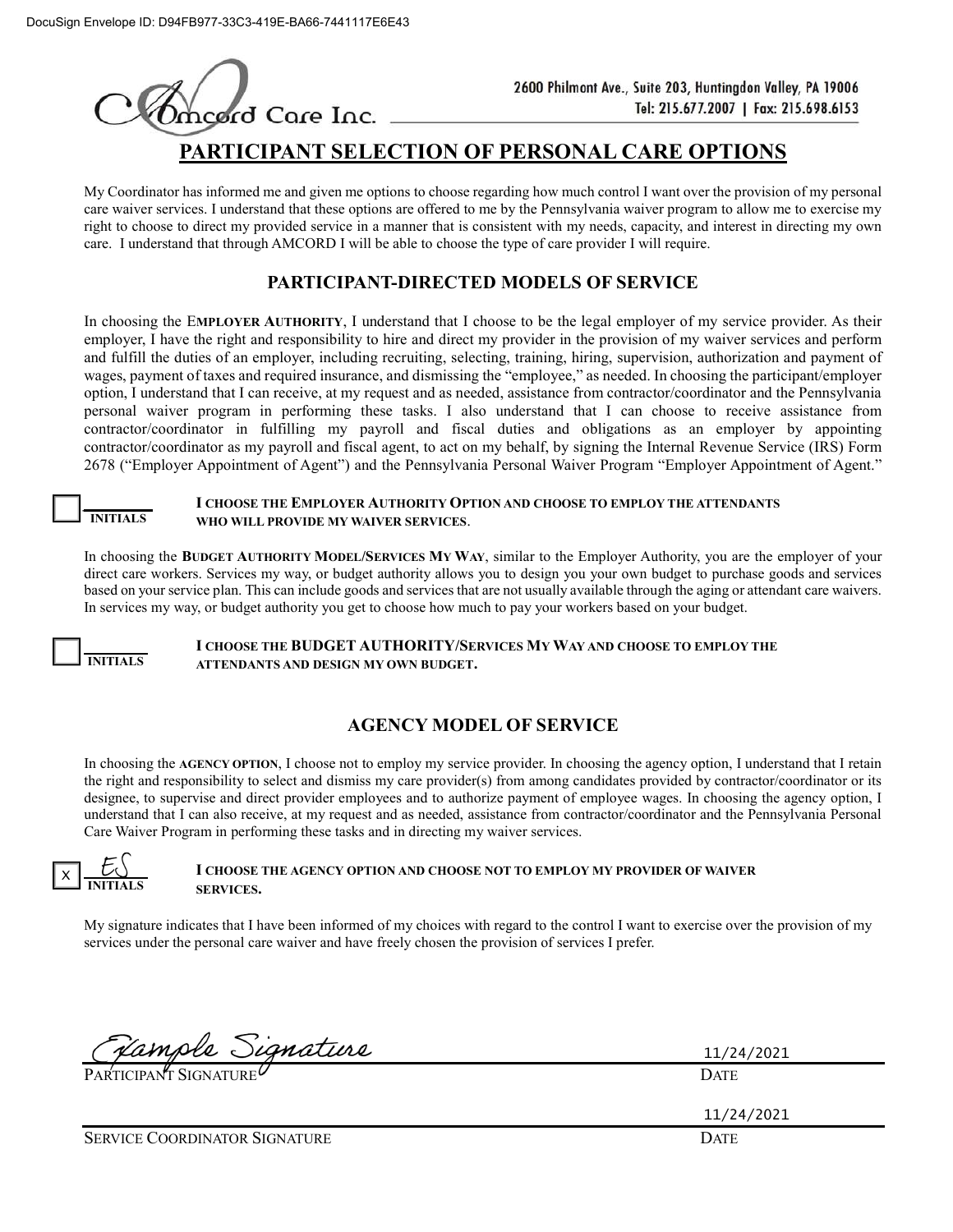DocuSign Envelope ID: D94FB977-33C3-419E-BA66-7441117E6E43

Amcord Care Inc.

2600 Philmont Ave., Suite 203, Huntingdon Valley, PA 19006
Tel: 215.677.2007 | Fax: 215.698.6153

# PARTICIPANT SELECTION OF PERSONAL CARE OPTIONS

My Coordinator has informed me and given me options to choose regarding how much control I want over the provision of my personal care waiver services. I understand that these options are offered to me by the Pennsylvania waiver program to allow me to exercise my right to choose to direct my provided service in a manner that is consistent with my needs, capacity, and interest in directing my own care. I understand that through AMCORD I will be able to choose the type of care provider I will require.

## PARTICIPANT-DIRECTED MODELS OF SERVICE

In choosing the **EMPLOYER AUTHORITY**, I understand that I choose to be the legal employer of my service provider. As their employer, I have the right and responsibility to hire and direct my provider in the provision of my waiver services and perform and fulfill the duties of an employer, including recruiting, selecting, training, hiring, supervision, authorization and payment of wages, payment of taxes and required insurance, and dismissing the "employee," as needed. In choosing the participant/employer option, I understand that I can receive, at my request and as needed, assistance from contractor/coordinator and the Pennsylvania personal waiver program in performing these tasks. I also understand that I can choose to receive assistance from contractor/coordinator in fulfilling my payroll and fiscal duties and obligations as an employer by appointing contractor/coordinator as my payroll and fiscal agent, to act on my behalf, by signing the Internal Revenue Service (IRS) Form 2678 ("Employer Appointment of Agent") and the Pennsylvania Personal Waiver Program "Employer Appointment of Agent."

☐ ______ INITIALS

**I CHOOSE THE EMPLOYER AUTHORITY OPTION AND CHOOSE TO EMPLOY THE ATTENDANTS WHO WILL PROVIDE MY WAIVER SERVICES.**

In choosing the **BUDGET AUTHORITY MODEL/SERVICES MY WAY**, similar to the Employer Authority, you are the employer of your direct care workers. Services my way, or budget authority allows you to design you your own budget to purchase goods and services based on your service plan. This can include goods and services that are not usually available through the aging or attendant care waivers. In services my way, or budget authority you get to choose how much to pay your workers based on your budget.

☐ ______ INITIALS

**I CHOOSE THE BUDGET AUTHORITY/SERVICES MY WAY AND CHOOSE TO EMPLOY THE ATTENDANTS AND DESIGN MY OWN BUDGET.**

## AGENCY MODEL OF SERVICE

In choosing the **AGENCY OPTION**, I choose not to employ my service provider. In choosing the agency option, I understand that I retain the right and responsibility to select and dismiss my care provider(s) from among candidates provided by contractor/coordinator or its designee, to supervise and direct provider employees and to authorize payment of employee wages. In choosing the agency option, I understand that I can also receive, at my request and as needed, assistance from contractor/coordinator and the Pennsylvania Personal Care Waiver Program in performing these tasks and in directing my waiver services.

☒ ES INITIALS

**I CHOOSE THE AGENCY OPTION AND CHOOSE NOT TO EMPLOY MY PROVIDER OF WAIVER SERVICES.**

My signature indicates that I have been informed of my choices with regard to the control I want to exercise over the provision of my services under the personal care waiver and have freely chosen the provision of services I prefer.

Example Signature — 11/24/2021

PARTICIPANT SIGNATURE — DATE

11/24/2021

SERVICE COORDINATOR SIGNATURE — DATE